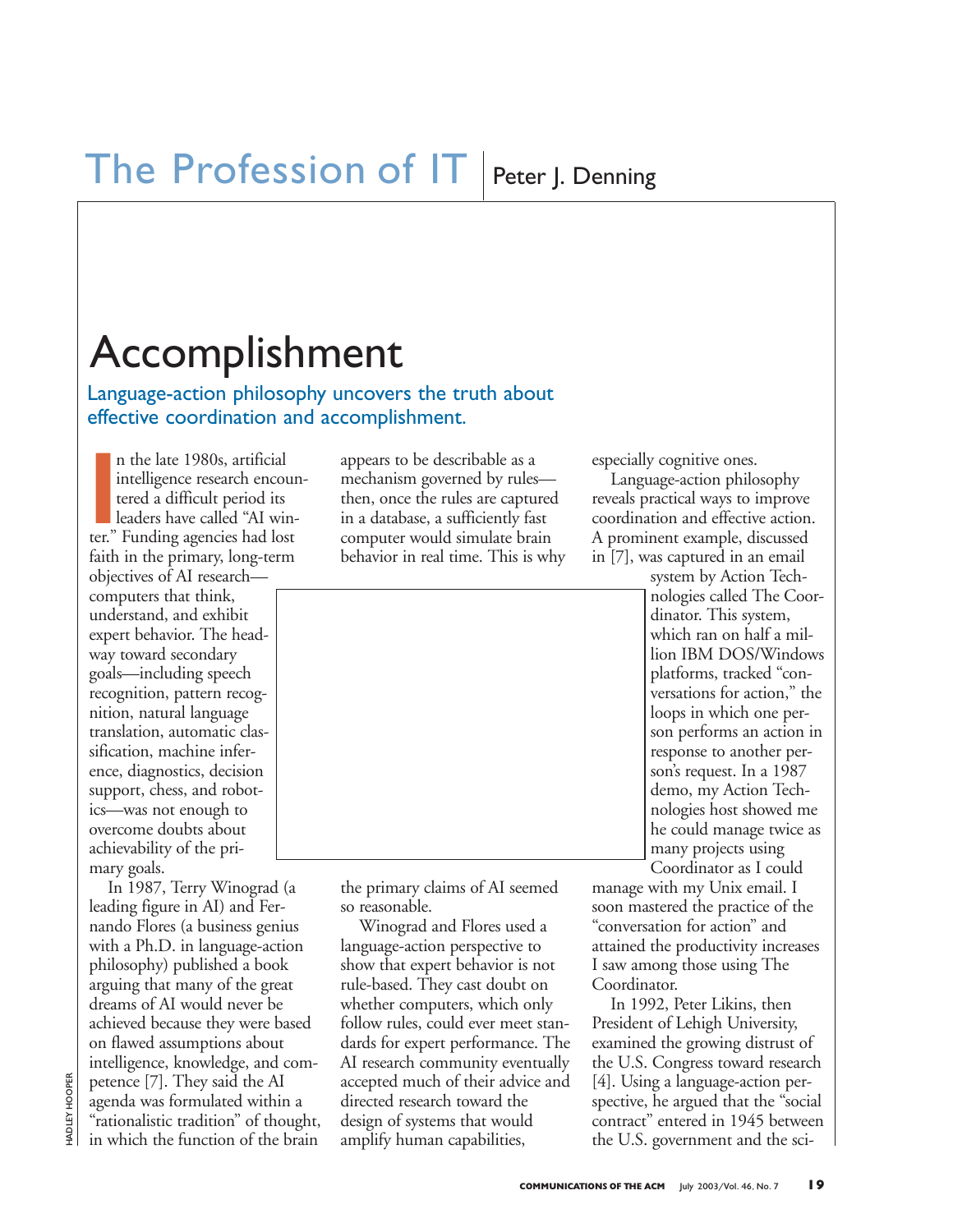# The Profession of IT

Peter J. Denning

## Accomplishment

**Language-action philosophy uncovers the truth about effective coordination and accomplishment.**

In the late 1980s, artificial intelligence research encountered a difficult period its leaders have called "AI winter." Funding agencies had lost faith in the primary, long-term objectives of AI research—computers that think, understand, and exhibit expert behavior. The headway toward secondary goals—including speech recognition, pattern recognition, natural language translation, automatic classification, machine inference, diagnostics, decision support, chess, and robotics—was not enough to overcome doubts about achievability of the primary goals.

In 1987, Terry Winograd (a leading figure in AI) and Fernando Flores (a business genius with a Ph.D. in language-action philosophy) published a book arguing that many of the great dreams of AI would never be achieved because they were based on flawed assumptions about intelligence, knowledge, and competence [7]. They said the AI agenda was formulated within a "rationalistic tradition" of thought, in which the function of the brain appears to be describable as a mechanism governed by rules—then, once the rules are captured in a database, a sufficiently fast computer would simulate brain behavior in real time. This is why the primary claims of AI seemed so reasonable.

Winograd and Flores used a language-action perspective to show that expert behavior is not rule-based. They cast doubt on whether computers, which only follow rules, could ever meet standards for expert performance. The AI research community eventually accepted much of their advice and directed research toward the design of systems that would amplify human capabilities, especially cognitive ones.

Language-action philosophy reveals practical ways to improve coordination and effective action. A prominent example, discussed in [7], was captured in an email system by Action Technologies called The Coordinator. This system, which ran on half a million IBM DOS/Windows platforms, tracked "conversations for action," the loops in which one person performs an action in response to another person's request. In a 1987 demo, my Action Technologies host showed me he could manage twice as many projects using Coordinator as I could manage with my Unix email. I soon mastered the practice of the "conversation for action" and attained the productivity increases I saw among those using The Coordinator.

In 1992, Peter Likins, then President of Lehigh University, examined the growing distrust of the U.S. Congress toward research [4]. Using a language-action perspective, he argued that the "social contract" entered in 1945 between the U.S. government and the sci-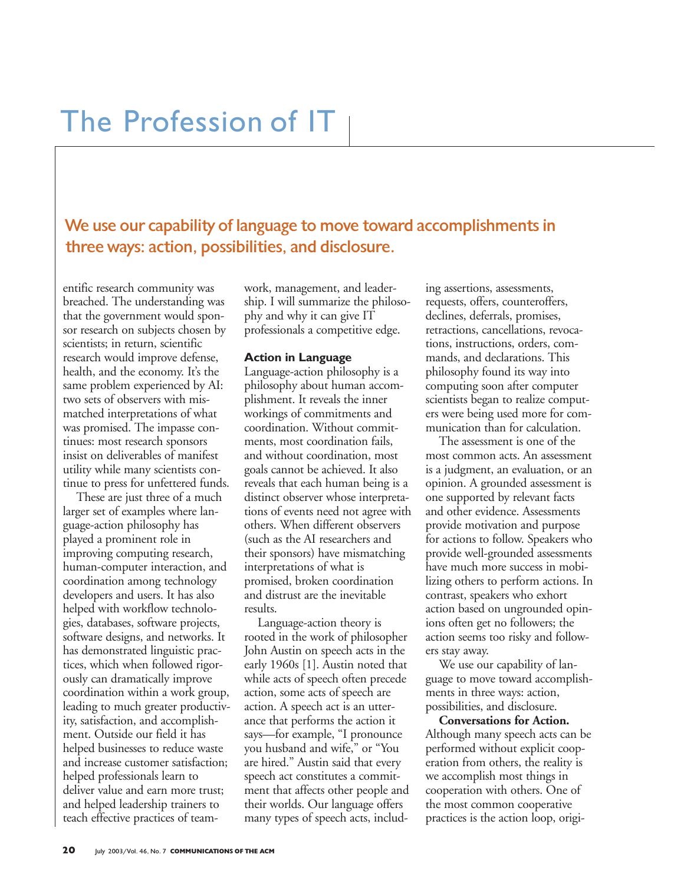We use our capability of language to move toward accomplishments in three ways: action, possibilities, and disclosure.

entific research community was breached. The understanding was that the government would sponsor research on subjects chosen by scientists; in return, scientific research would improve defense, health, and the economy. It's the same problem experienced by AI: two sets of observers with mismatched interpretations of what was promised. The impasse continues: most research sponsors insist on deliverables of manifest utility while many scientists continue to press for unfettered funds.

These are just three of a much larger set of examples where language-action philosophy has played a prominent role in improving computing research, human-computer interaction, and coordination among technology developers and users. It has also helped with workflow technologies, databases, software projects, software designs, and networks. It has demonstrated linguistic practices, which when followed rigorously can dramatically improve coordination within a work group, leading to much greater productivity, satisfaction, and accomplishment. Outside our field it has helped businesses to reduce waste and increase customer satisfaction; helped professionals learn to deliver value and earn more trust; and helped leadership trainers to teach effective practices of teamwork, management, and leadership. I will summarize the philosophy and why it can give IT professionals a competitive edge.

### Action in Language

Language-action philosophy is a philosophy about human accomplishment. It reveals the inner workings of commitments and coordination. Without commitments, most coordination fails, and without coordination, most goals cannot be achieved. It also reveals that each human being is a distinct observer whose interpretations of events need not agree with others. When different observers (such as the AI researchers and their sponsors) have mismatching interpretations of what is promised, broken coordination and distrust are the inevitable results.

Language-action theory is rooted in the work of philosopher John Austin on speech acts in the early 1960s [1]. Austin noted that while acts of speech often precede action, some acts of speech are action. A speech act is an utterance that performs the action it says—for example, "I pronounce you husband and wife," or "You are hired." Austin said that every speech act constitutes a commitment that affects other people and their worlds. Our language offers many types of speech acts, including assertions, assessments, requests, offers, counteroffers, declines, deferrals, promises, retractions, cancellations, revocations, instructions, orders, commands, and declarations. This philosophy found its way into computing soon after computer scientists began to realize computers were being used more for communication than for calculation.

The assessment is one of the most common acts. An assessment is a judgment, an evaluation, or an opinion. A grounded assessment is one supported by relevant facts and other evidence. Assessments provide motivation and purpose for actions to follow. Speakers who provide well-grounded assessments have much more success in mobilizing others to perform actions. In contrast, speakers who exhort action based on ungrounded opinions often get no followers; the action seems too risky and followers stay away.

We use our capability of language to move toward accomplishments in three ways: action, possibilities, and disclosure.

**Conversations for Action.** Although many speech acts can be performed without explicit cooperation from others, the reality is we accomplish most things in cooperation with others. One of the most common cooperative practices is the action loop, origi-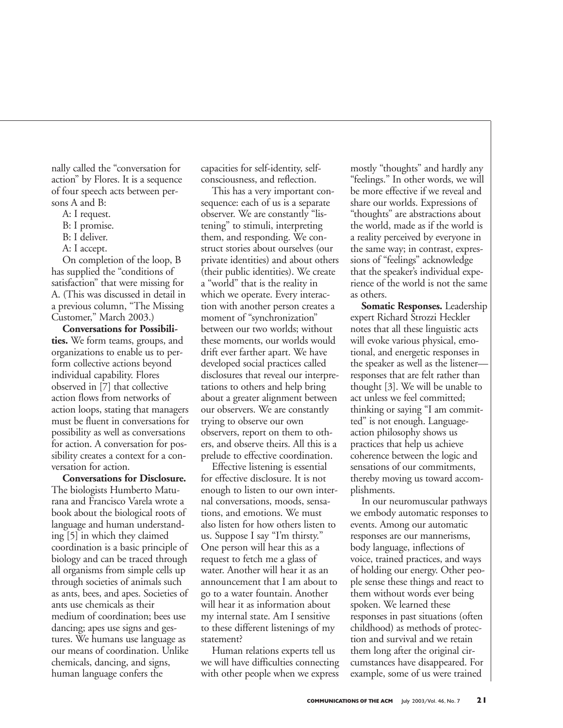nally called the "conversation for action" by Flores. It is a sequence of four speech acts between persons A and B:

A: I request.
B: I promise.
B: I deliver.
A: I accept.

On completion of the loop, B has supplied the "conditions of satisfaction" that were missing for A. (This was discussed in detail in a previous column, "The Missing Customer," March 2003.)

**Conversations for Possibilities.** We form teams, groups, and organizations to enable us to perform collective actions beyond individual capability. Flores observed in [7] that collective action flows from networks of action loops, stating that managers must be fluent in conversations for possibility as well as conversations for action. A conversation for possibility creates a context for a conversation for action.

**Conversations for Disclosure.** The biologists Humberto Maturana and Francisco Varela wrote a book about the biological roots of language and human understanding [5] in which they claimed coordination is a basic principle of biology and can be traced through all organisms from simple cells up through societies of animals such as ants, bees, and apes. Societies of ants use chemicals as their medium of coordination; bees use dancing; apes use signs and gestures. We humans use language as our means of coordination. Unlike chemicals, dancing, and signs, human language confers the capacities for self-identity, self-consciousness, and reflection.

This has a very important consequence: each of us is a separate observer. We are constantly "listening" to stimuli, interpreting them, and responding. We construct stories about ourselves (our private identities) and about others (their public identities). We create a "world" that is the reality in which we operate. Every interaction with another person creates a moment of "synchronization" between our two worlds; without these moments, our worlds would drift ever farther apart. We have developed social practices called disclosures that reveal our interpretations to others and help bring about a greater alignment between our observers. We are constantly trying to observe our own observers, report on them to others, and observe theirs. All this is a prelude to effective coordination.

Effective listening is essential for effective disclosure. It is not enough to listen to our own internal conversations, moods, sensations, and emotions. We must also listen for how others listen to us. Suppose I say "I'm thirsty." One person will hear this as a request to fetch me a glass of water. Another will hear it as an announcement that I am about to go to a water fountain. Another will hear it as information about my internal state. Am I sensitive to these different listenings of my statement?

Human relations experts tell us we will have difficulties connecting with other people when we express mostly "thoughts" and hardly any "feelings." In other words, we will be more effective if we reveal and share our worlds. Expressions of "thoughts" are abstractions about the world, made as if the world is a reality perceived by everyone in the same way; in contrast, expressions of "feelings" acknowledge that the speaker's individual experience of the world is not the same as others.

**Somatic Responses.** Leadership expert Richard Strozzi Heckler notes that all these linguistic acts will evoke various physical, emotional, and energetic responses in the speaker as well as the listener—responses that are felt rather than thought [3]. We will be unable to act unless we feel committed; thinking or saying "I am committed" is not enough. Language-action philosophy shows us practices that help us achieve coherence between the logic and sensations of our commitments, thereby moving us toward accomplishments.

In our neuromuscular pathways we embody automatic responses to events. Among our automatic responses are our mannerisms, body language, inflections of voice, trained practices, and ways of holding our energy. Other people sense these things and react to them without words ever being spoken. We learned these responses in past situations (often childhood) as methods of protection and survival and we retain them long after the original circumstances have disappeared. For example, some of us were trained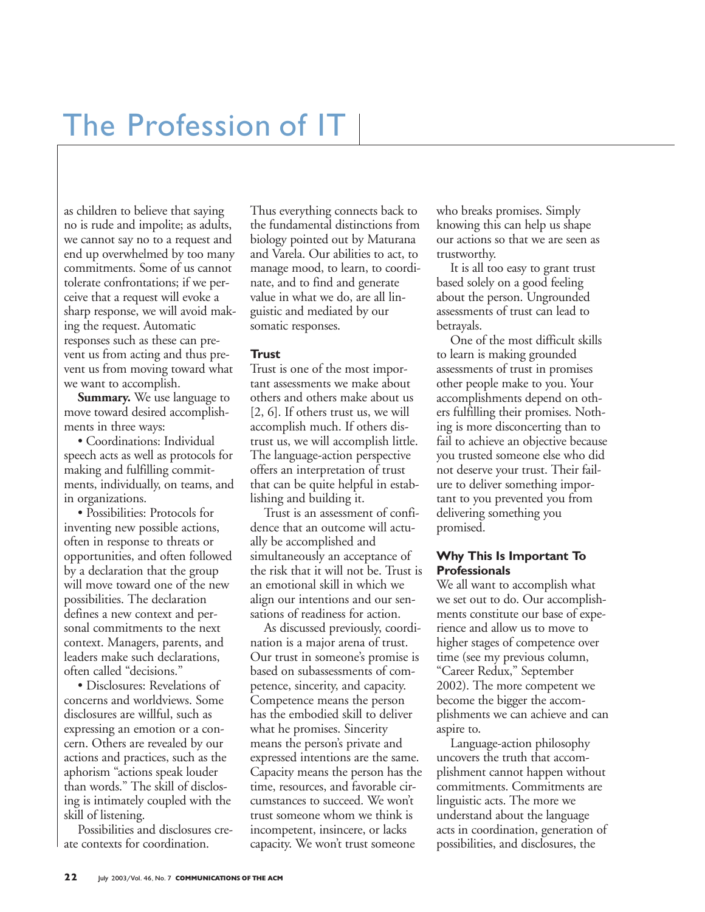as children to believe that saying no is rude and impolite; as adults, we cannot say no to a request and end up overwhelmed by too many commitments. Some of us cannot tolerate confrontations; if we perceive that a request will evoke a sharp response, we will avoid making the request. Automatic responses such as these can prevent us from acting and thus prevent us from moving toward what we want to accomplish.

**Summary.** We use language to move toward desired accomplishments in three ways:

- Coordinations: Individual speech acts as well as protocols for making and fulfilling commitments, individually, on teams, and in organizations.
- Possibilities: Protocols for inventing new possible actions, often in response to threats or opportunities, and often followed by a declaration that the group will move toward one of the new possibilities. The declaration defines a new context and personal commitments to the next context. Managers, parents, and leaders make such declarations, often called "decisions."
- Disclosures: Revelations of concerns and worldviews. Some disclosures are willful, such as expressing an emotion or a concern. Others are revealed by our actions and practices, such as the aphorism "actions speak louder than words." The skill of disclosing is intimately coupled with the skill of listening.

Possibilities and disclosures create contexts for coordination. Thus everything connects back to the fundamental distinctions from biology pointed out by Maturana and Varela. Our abilities to act, to manage mood, to learn, to coordinate, and to find and generate value in what we do, are all linguistic and mediated by our somatic responses.

### Trust

Trust is one of the most important assessments we make about others and others make about us [2, 6]. If others trust us, we will accomplish much. If others distrust us, we will accomplish little. The language-action perspective offers an interpretation of trust that can be quite helpful in establishing and building it.

Trust is an assessment of confidence that an outcome will actually be accomplished and simultaneously an acceptance of the risk that it will not be. Trust is an emotional skill in which we align our intentions and our sensations of readiness for action.

As discussed previously, coordination is a major arena of trust. Our trust in someone's promise is based on subassessments of competence, sincerity, and capacity. Competence means the person has the embodied skill to deliver what he promises. Sincerity means the person's private and expressed intentions are the same. Capacity means the person has the time, resources, and favorable circumstances to succeed. We won't trust someone whom we think is incompetent, insincere, or lacks capacity. We won't trust someone who breaks promises. Simply knowing this can help us shape our actions so that we are seen as trustworthy.

It is all too easy to grant trust based solely on a good feeling about the person. Ungrounded assessments of trust can lead to betrayals.

One of the most difficult skills to learn is making grounded assessments of trust in promises other people make to you. Your accomplishments depend on others fulfilling their promises. Nothing is more disconcerting than to fail to achieve an objective because you trusted someone else who did not deserve your trust. Their failure to deliver something important to you prevented you from delivering something you promised.

### Why This Is Important To Professionals

We all want to accomplish what we set out to do. Our accomplishments constitute our base of experience and allow us to move to higher stages of competence over time (see my previous column, "Career Redux," September 2002). The more competent we become the bigger the accomplishments we can achieve and can aspire to.

Language-action philosophy uncovers the truth that accomplishment cannot happen without commitments. Commitments are linguistic acts. The more we understand about the language acts in coordination, generation of possibilities, and disclosures, the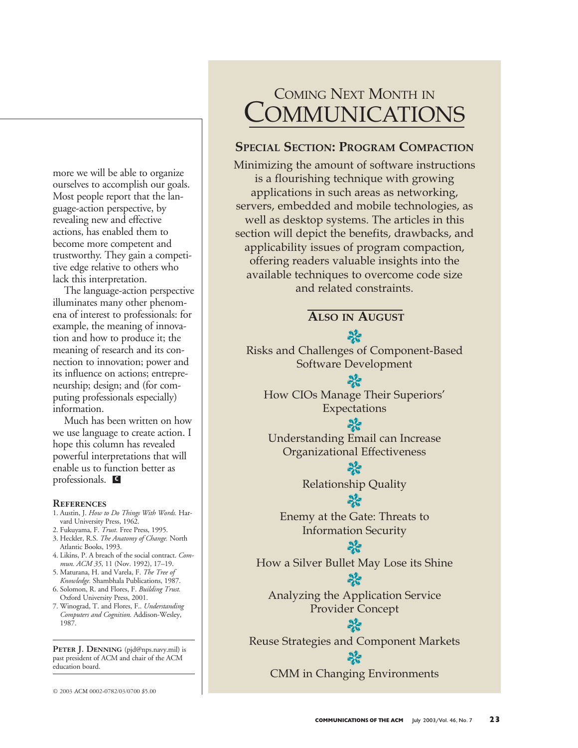more we will be able to organize ourselves to accomplish our goals. Most people report that the language-action perspective, by revealing new and effective actions, has enabled them to become more competent and trustworthy. They gain a competitive edge relative to others who lack this interpretation.

The language-action perspective illuminates many other phenomena of interest to professionals: for example, the meaning of innovation and how to produce it; the meaning of research and its connection to innovation; power and its influence on actions; entrepreneurship; design; and (for computing professionals especially) information.

Much has been written on how we use language to create action. I hope this column has revealed powerful interpretations that will enable us to function better as professionals. **C**

### References

1. Austin, J. *How to Do Things With Words.* Harvard University Press, 1962.
2. Fukuyama, F. *Trust.* Free Press, 1995.
3. Heckler, R.S. *The Anatomy of Change.* North Atlantic Books, 1993.
4. Likins, P. A breach of the social contract. *Commun. ACM 35*, 11 (Nov. 1992), 17–19.
5. Maturana, H. and Varela, F. *The Tree of Knowledge.* Shambhala Publications, 1987.
6. Solomon, R. and Flores, F. *Building Trust.* Oxford University Press, 2001.
7. Winograd, T. and Flores, F.. *Understanding Computers and Cognition.* Addison-Wesley, 1987.

**Peter J. Denning** (pjd@nps.navy.mil) is past president of ACM and chair of the ACM education board.

© 2003 ACM 0002-0782/03/0700 $5.00

# Coming Next Month in Communications

## Special Section: Program Compaction

Minimizing the amount of software instructions is a flourishing technique with growing applications in such areas as networking, servers, embedded and mobile technologies, as well as desktop systems. The articles in this section will depict the benefits, drawbacks, and applicability issues of program compaction, offering readers valuable insights into the available techniques to overcome code size and related constraints.

## Also in August

Risks and Challenges of Component-Based Software Development

How CIOs Manage Their Superiors' Expectations

Understanding Email can Increase Organizational Effectiveness

Relationship Quality

Enemy at the Gate: Threats to Information Security

How a Silver Bullet May Lose its Shine

Analyzing the Application Service Provider Concept

Reuse Strategies and Component Markets

CMM in Changing Environments